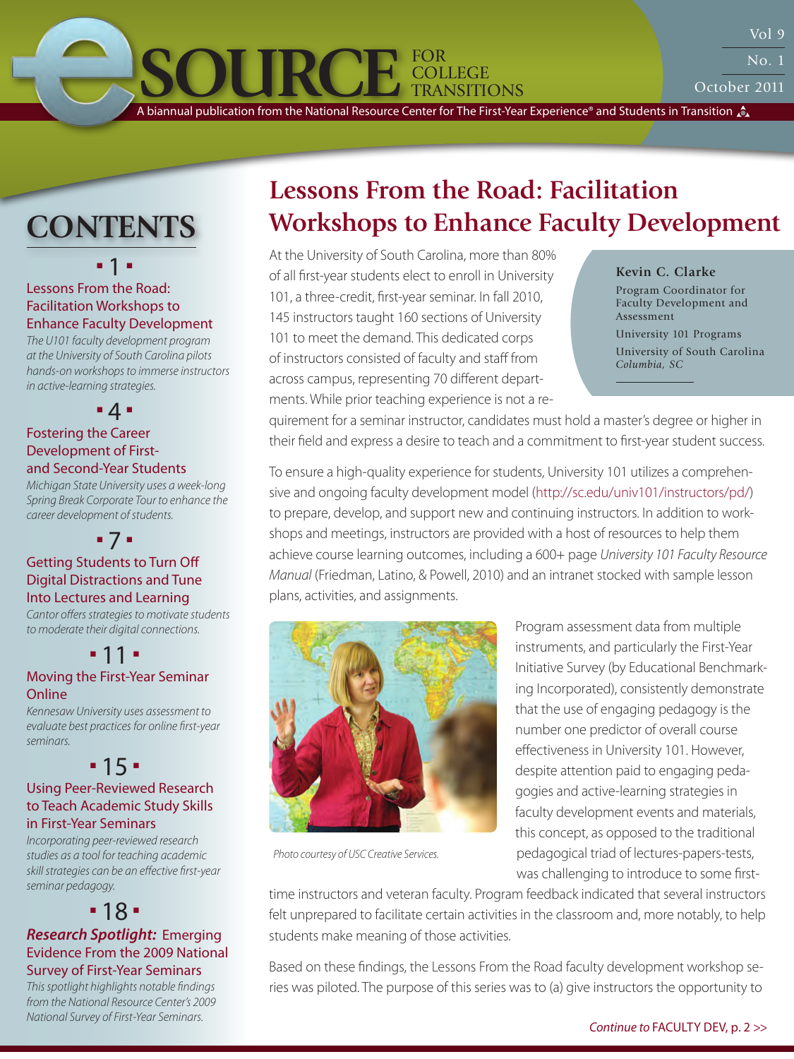# eSOURCE FOR COLLEGE TRANSITIONS

Vol 9 No. 1 October 2011

A biannual publication from the National Resource Center for The First-Year Experience® and Students in Transition

## CONTENTS

**1** Lessons From the Road: Facilitation Workshops to Enhance Faculty Development
*The U101 faculty development program at the University of South Carolina pilots hands-on workshops to immerse instructors in active-learning strategies.*

**4** Fostering the Career Development of First- and Second-Year Students
*Michigan State University uses a week-long Spring Break Corporate Tour to enhance the career development of students.*

**7** Getting Students to Turn Off Digital Distractions and Tune Into Lectures and Learning
*Cantor offers strategies to motivate students to moderate their digital connections.*

**11** Moving the First-Year Seminar Online
*Kennesaw University uses assessment to evaluate best practices for online first-year seminars.*

**15** Using Peer-Reviewed Research to Teach Academic Study Skills in First-Year Seminars
*Incorporating peer-reviewed research studies as a tool for teaching academic skill strategies can be an effective first-year seminar pedagogy.*

**18** ***Research Spotlight:*** Emerging Evidence From the 2009 National Survey of First-Year Seminars
*This spotlight highlights notable findings from the National Resource Center's 2009 National Survey of First-Year Seminars.*

# Lessons From the Road: Facilitation Workshops to Enhance Faculty Development

**Kevin C. Clarke**
Program Coordinator for Faculty Development and Assessment
University 101 Programs
University of South Carolina
*Columbia, SC*

At the University of South Carolina, more than 80% of all first-year students elect to enroll in University 101, a three-credit, first-year seminar. In fall 2010, 145 instructors taught 160 sections of University 101 to meet the demand. This dedicated corps of instructors consisted of faculty and staff from across campus, representing 70 different departments. While prior teaching experience is not a requirement for a seminar instructor, candidates must hold a master's degree or higher in their field and express a desire to teach and a commitment to first-year student success.

To ensure a high-quality experience for students, University 101 utilizes a comprehensive and ongoing faculty development model (http://sc.edu/univ101/instructors/pd/) to prepare, develop, and support new and continuing instructors. In addition to workshops and meetings, instructors are provided with a host of resources to help them achieve course learning outcomes, including a 600+ page *University 101 Faculty Resource Manual* (Friedman, Latino, & Powell, 2010) and an intranet stocked with sample lesson plans, activities, and assignments.

Photo courtesy of USC Creative Services.

Program assessment data from multiple instruments, and particularly the First-Year Initiative Survey (by Educational Benchmarking Incorporated), consistently demonstrate that the use of engaging pedagogy is the number one predictor of overall course effectiveness in University 101. However, despite attention paid to engaging pedagogies and active-learning strategies in faculty development events and materials, this concept, as opposed to the traditional pedagogical triad of lectures-papers-tests, was challenging to introduce to some first-time instructors and veteran faculty. Program feedback indicated that several instructors felt unprepared to facilitate certain activities in the classroom and, more notably, to help students make meaning of those activities.

Based on these findings, the Lessons From the Road faculty development workshop series was piloted. The purpose of this series was to (a) give instructors the opportunity to

*Continue to* FACULTY DEV, p. 2 >>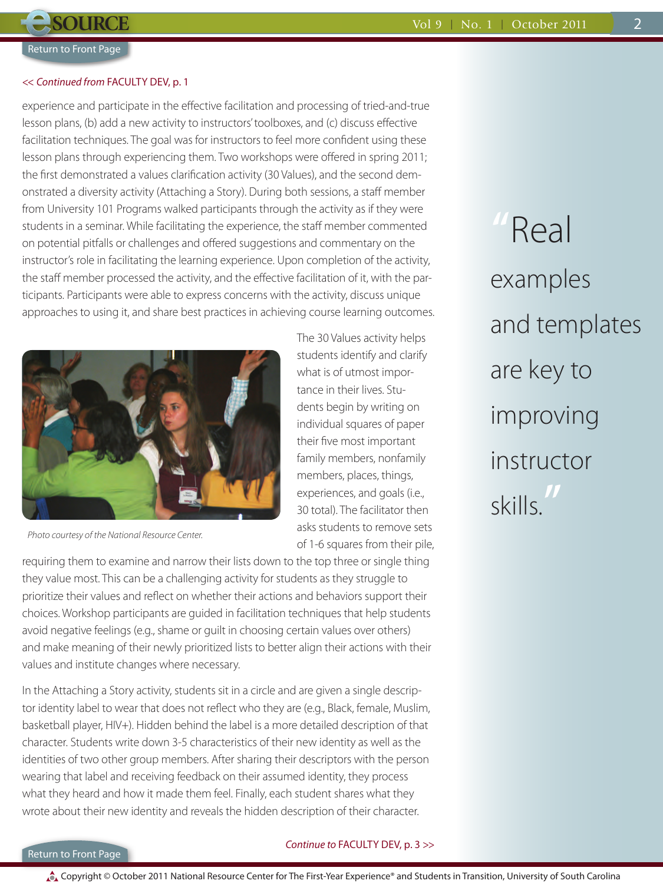[Return to Front Page]

*<< Continued from* FACULTY DEV, p. 1

experience and participate in the effective facilitation and processing of tried-and-true lesson plans, (b) add a new activity to instructors' toolboxes, and (c) discuss effective facilitation techniques. The goal was for instructors to feel more confident using these lesson plans through experiencing them. Two workshops were offered in spring 2011; the first demonstrated a values clarification activity (30 Values), and the second demonstrated a diversity activity (Attaching a Story). During both sessions, a staff member from University 101 Programs walked participants through the activity as if they were students in a seminar. While facilitating the experience, the staff member commented on potential pitfalls or challenges and offered suggestions and commentary on the instructor's role in facilitating the learning experience. Upon completion of the activity, the staff member processed the activity, and the effective facilitation of it, with the participants. Participants were able to express concerns with the activity, discuss unique approaches to using it, and share best practices in achieving course learning outcomes.

*Photo courtesy of the National Resource Center.*

The 30 Values activity helps students identify and clarify what is of utmost importance in their lives. Students begin by writing on individual squares of paper their five most important family members, nonfamily members, places, things, experiences, and goals (i.e., 30 total). The facilitator then asks students to remove sets of 1-6 squares from their pile, requiring them to examine and narrow their lists down to the top three or single thing they value most. This can be a challenging activity for students as they struggle to prioritize their values and reflect on whether their actions and behaviors support their choices. Workshop participants are guided in facilitation techniques that help students avoid negative feelings (e.g., shame or guilt in choosing certain values over others) and make meaning of their newly prioritized lists to better align their actions with their values and institute changes where necessary.

In the Attaching a Story activity, students sit in a circle and are given a single descriptor identity label to wear that does not reflect who they are (e.g., Black, female, Muslim, basketball player, HIV+). Hidden behind the label is a more detailed description of that character. Students write down 3-5 characteristics of their new identity as well as the identities of two other group members. After sharing their descriptors with the person wearing that label and receiving feedback on their assumed identity, they process what they heard and how it made them feel. Finally, each student shares what they wrote about their new identity and reveals the hidden description of their character.

> "Real examples and templates are key to improving instructor skills."

*Continue to* FACULTY DEV, p. 3 >>

[Return to Front Page]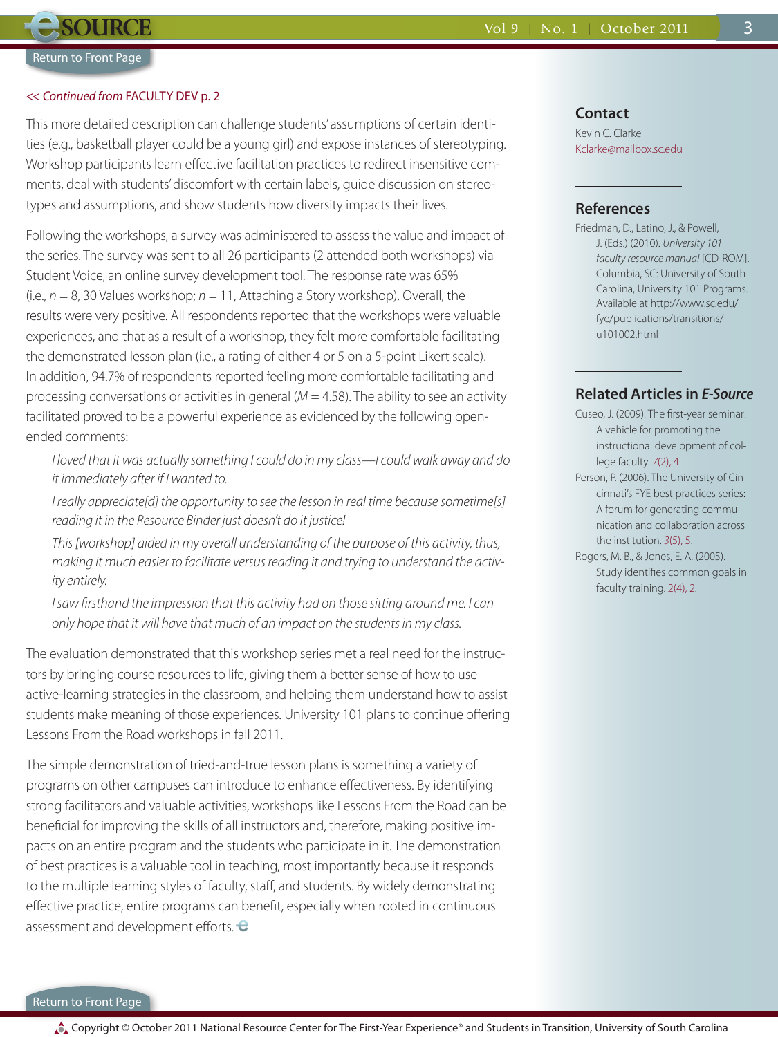<< *Continued from* FACULTY DEV p. 2

This more detailed description can challenge students' assumptions of certain identities (e.g., basketball player could be a young girl) and expose instances of stereotyping. Workshop participants learn effective facilitation practices to redirect insensitive comments, deal with students' discomfort with certain labels, guide discussion on stereotypes and assumptions, and show students how diversity impacts their lives.

Following the workshops, a survey was administered to assess the value and impact of the series. The survey was sent to all 26 participants (2 attended both workshops) via Student Voice, an online survey development tool. The response rate was 65% (i.e., $n = 8$, 30 Values workshop; $n = 11$, Attaching a Story workshop). Overall, the results were very positive. All respondents reported that the workshops were valuable experiences, and that as a result of a workshop, they felt more comfortable facilitating the demonstrated lesson plan (i.e., a rating of either 4 or 5 on a 5-point Likert scale). In addition, 94.7% of respondents reported feeling more comfortable facilitating and processing conversations or activities in general ($M = 4.58$). The ability to see an activity facilitated proved to be a powerful experience as evidenced by the following open-ended comments:

> *I loved that it was actually something I could do in my class—I could walk away and do it immediately after if I wanted to.*
>
> *I really appreciate[d] the opportunity to see the lesson in real time because sometime[s] reading it in the Resource Binder just doesn't do it justice!*
>
> *This [workshop] aided in my overall understanding of the purpose of this activity, thus, making it much easier to facilitate versus reading it and trying to understand the activity entirely.*
>
> *I saw firsthand the impression that this activity had on those sitting around me. I can only hope that it will have that much of an impact on the students in my class.*

The evaluation demonstrated that this workshop series met a real need for the instructors by bringing course resources to life, giving them a better sense of how to use active-learning strategies in the classroom, and helping them understand how to assist students make meaning of those experiences. University 101 plans to continue offering Lessons From the Road workshops in fall 2011.

The simple demonstration of tried-and-true lesson plans is something a variety of programs on other campuses can introduce to enhance effectiveness. By identifying strong facilitators and valuable activities, workshops like Lessons From the Road can be beneficial for improving the skills of all instructors and, therefore, making positive impacts on an entire program and the students who participate in it. The demonstration of best practices is a valuable tool in teaching, most importantly because it responds to the multiple learning styles of faculty, staff, and students. By widely demonstrating effective practice, entire programs can benefit, especially when rooted in continuous assessment and development efforts.

## Contact

Kevin C. Clarke
Kclarke@mailbox.sc.edu

## References

Friedman, D., Latino, J., & Powell, J. (Eds.) (2010). *University 101 faculty resource manual* [CD-ROM]. Columbia, SC: University of South Carolina, University 101 Programs. Available at http://www.sc.edu/fye/publications/transitions/u101002.html

## Related Articles in *E-Source*

Cuseo, J. (2009). The first-year seminar: A vehicle for promoting the instructional development of college faculty. *7*(2), 4.

Person, P. (2006). The University of Cincinnati's FYE best practices series: A forum for generating communication and collaboration across the institution. *3*(5), 5.

Rogers, M. B., & Jones, E. A. (2005). Study identifies common goals in faculty training. 2(4), 2.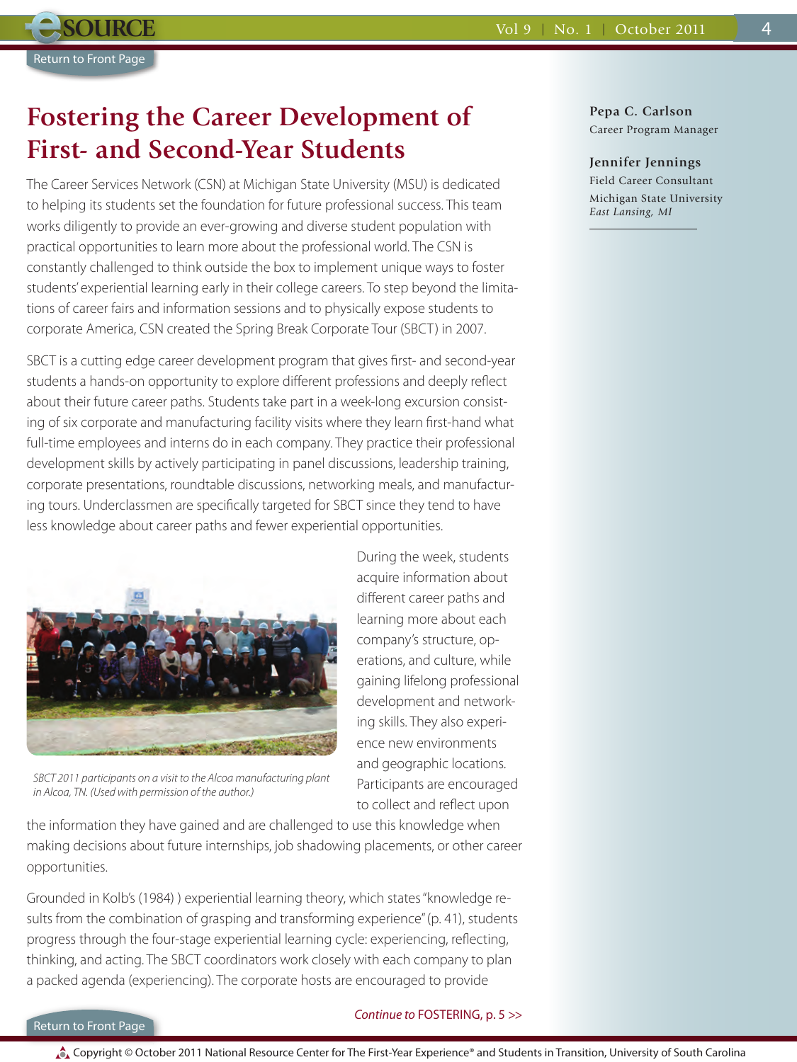# Fostering the Career Development of First- and Second-Year Students

**Pepa C. Carlson**
Career Program Manager

**Jennifer Jennings**
Field Career Consultant
Michigan State University
*East Lansing, MI*

The Career Services Network (CSN) at Michigan State University (MSU) is dedicated to helping its students set the foundation for future professional success. This team works diligently to provide an ever-growing and diverse student population with practical opportunities to learn more about the professional world. The CSN is constantly challenged to think outside the box to implement unique ways to foster students' experiential learning early in their college careers. To step beyond the limitations of career fairs and information sessions and to physically expose students to corporate America, CSN created the Spring Break Corporate Tour (SBCT) in 2007.

SBCT is a cutting edge career development program that gives first- and second-year students a hands-on opportunity to explore different professions and deeply reflect about their future career paths. Students take part in a week-long excursion consisting of six corporate and manufacturing facility visits where they learn first-hand what full-time employees and interns do in each company. They practice their professional development skills by actively participating in panel discussions, leadership training, corporate presentations, roundtable discussions, networking meals, and manufacturing tours. Underclassmen are specifically targeted for SBCT since they tend to have less knowledge about career paths and fewer experiential opportunities.

*SBCT 2011 participants on a visit to the Alcoa manufacturing plant in Alcoa, TN. (Used with permission of the author.)*

During the week, students acquire information about different career paths and learning more about each company's structure, operations, and culture, while gaining lifelong professional development and networking skills. They also experience new environments and geographic locations. Participants are encouraged to collect and reflect upon the information they have gained and are challenged to use this knowledge when making decisions about future internships, job shadowing placements, or other career opportunities.

Grounded in Kolb's (1984) ) experiential learning theory, which states "knowledge results from the combination of grasping and transforming experience" (p. 41), students progress through the four-stage experiential learning cycle: experiencing, reflecting, thinking, and acting. The SBCT coordinators work closely with each company to plan a packed agenda (experiencing). The corporate hosts are encouraged to provide

*Continue to* FOSTERING, p. 5 >>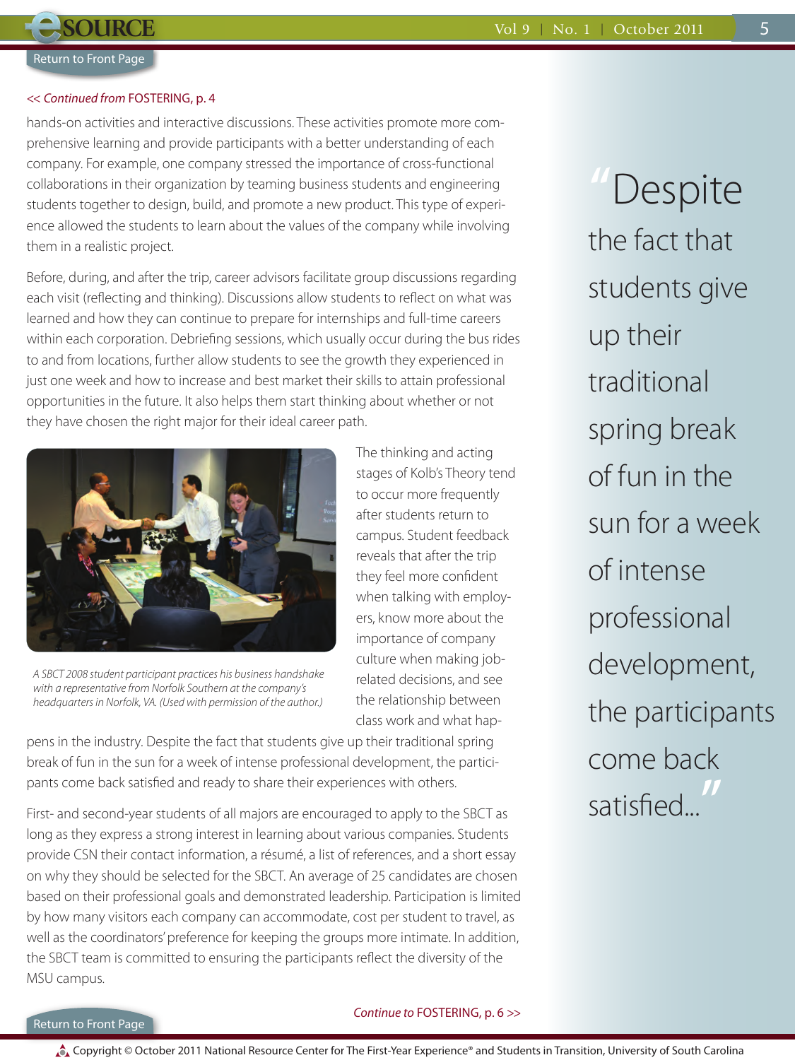<< *Continued from* FOSTERING, p. 4

hands-on activities and interactive discussions. These activities promote more comprehensive learning and provide participants with a better understanding of each company. For example, one company stressed the importance of cross-functional collaborations in their organization by teaming business students and engineering students together to design, build, and promote a new product. This type of experience allowed the students to learn about the values of the company while involving them in a realistic project.

Before, during, and after the trip, career advisors facilitate group discussions regarding each visit (reflecting and thinking). Discussions allow students to reflect on what was learned and how they can continue to prepare for internships and full-time careers within each corporation. Debriefing sessions, which usually occur during the bus rides to and from locations, further allow students to see the growth they experienced in just one week and how to increase and best market their skills to attain professional opportunities in the future. It also helps them start thinking about whether or not they have chosen the right major for their ideal career path.

*A SBCT 2008 student participant practices his business handshake with a representative from Norfolk Southern at the company's headquarters in Norfolk, VA. (Used with permission of the author.)*

The thinking and acting stages of Kolb's Theory tend to occur more frequently after students return to campus. Student feedback reveals that after the trip they feel more confident when talking with employers, know more about the importance of company culture when making job-related decisions, and see the relationship between class work and what happens in the industry. Despite the fact that students give up their traditional spring break of fun in the sun for a week of intense professional development, the participants come back satisfied and ready to share their experiences with others.

> "Despite the fact that students give up their traditional spring break of fun in the sun for a week of intense professional development, the participants come back satisfied..."

First- and second-year students of all majors are encouraged to apply to the SBCT as long as they express a strong interest in learning about various companies. Students provide CSN their contact information, a résumé, a list of references, and a short essay on why they should be selected for the SBCT. An average of 25 candidates are chosen based on their professional goals and demonstrated leadership. Participation is limited by how many visitors each company can accommodate, cost per student to travel, as well as the coordinators' preference for keeping the groups more intimate. In addition, the SBCT team is committed to ensuring the participants reflect the diversity of the MSU campus.

*Continue to* FOSTERING, p. 6 >>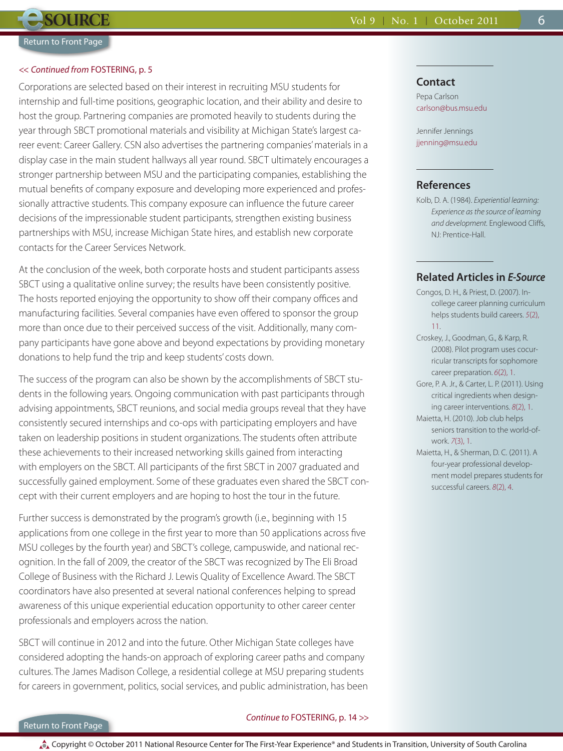<< *Continued from* FOSTERING, p. 5

Corporations are selected based on their interest in recruiting MSU students for internship and full-time positions, geographic location, and their ability and desire to host the group. Partnering companies are promoted heavily to students during the year through SBCT promotional materials and visibility at Michigan State's largest career event: Career Gallery. CSN also advertises the partnering companies' materials in a display case in the main student hallways all year round. SBCT ultimately encourages a stronger partnership between MSU and the participating companies, establishing the mutual benefits of company exposure and developing more experienced and professionally attractive students. This company exposure can influence the future career decisions of the impressionable student participants, strengthen existing business partnerships with MSU, increase Michigan State hires, and establish new corporate contacts for the Career Services Network.

At the conclusion of the week, both corporate hosts and student participants assess SBCT using a qualitative online survey; the results have been consistently positive. The hosts reported enjoying the opportunity to show off their company offices and manufacturing facilities. Several companies have even offered to sponsor the group more than once due to their perceived success of the visit. Additionally, many company participants have gone above and beyond expectations by providing monetary donations to help fund the trip and keep students' costs down.

The success of the program can also be shown by the accomplishments of SBCT students in the following years. Ongoing communication with past participants through advising appointments, SBCT reunions, and social media groups reveal that they have consistently secured internships and co-ops with participating employers and have taken on leadership positions in student organizations. The students often attribute these achievements to their increased networking skills gained from interacting with employers on the SBCT. All participants of the first SBCT in 2007 graduated and successfully gained employment. Some of these graduates even shared the SBCT concept with their current employers and are hoping to host the tour in the future.

Further success is demonstrated by the program's growth (i.e., beginning with 15 applications from one college in the first year to more than 50 applications across five MSU colleges by the fourth year) and SBCT's college, campuswide, and national recognition. In the fall of 2009, the creator of the SBCT was recognized by The Eli Broad College of Business with the Richard J. Lewis Quality of Excellence Award. The SBCT coordinators have also presented at several national conferences helping to spread awareness of this unique experiential education opportunity to other career center professionals and employers across the nation.

SBCT will continue in 2012 and into the future. Other Michigan State colleges have considered adopting the hands-on approach of exploring career paths and company cultures. The James Madison College, a residential college at MSU preparing students for careers in government, politics, social services, and public administration, has been

*Continue to* FOSTERING, p. 14 >>

## Contact

Pepa Carlson
carlson@bus.msu.edu

Jennifer Jennings
jjenning@msu.edu

## References

Kolb, D. A. (1984). *Experiential learning: Experience as the source of learning and development.* Englewood Cliffs, NJ: Prentice-Hall.

## Related Articles in *E-Source*

Congos, D. H., & Priest, D. (2007). In-college career planning curriculum helps students build careers. *5*(2), 11.

Croskey, J., Goodman, G., & Karp, R. (2008). Pilot program uses cocurricular transcripts for sophomore career preparation. *6*(2), 1.

Gore, P. A. Jr., & Carter, L. P. (2011). Using critical ingredients when designing career interventions. *8*(2), 1.

Maietta, H. (2010). Job club helps seniors transition to the world-of-work. *7*(3), 1.

Maietta, H., & Sherman, D. C. (2011). A four-year professional development model prepares students for successful careers. *8*(2), 4.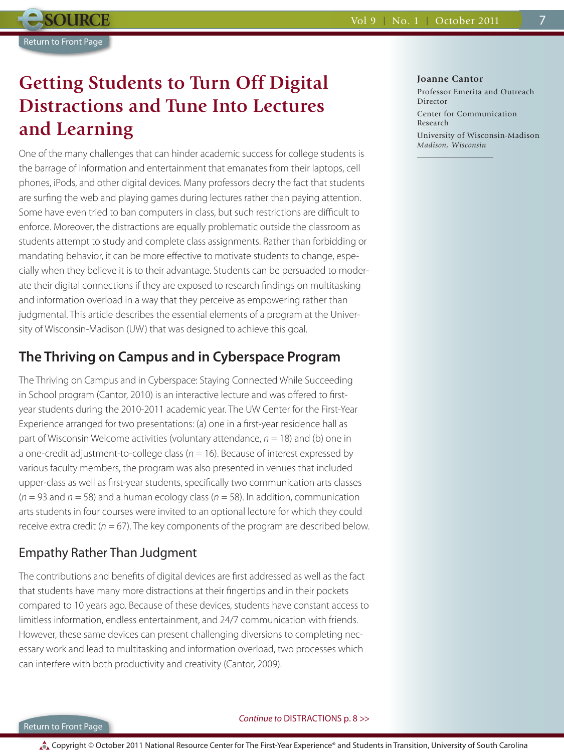# Getting Students to Turn Off Digital Distractions and Tune Into Lectures and Learning

**Joanne Cantor**
Professor Emerita and Outreach Director
Center for Communication Research
University of Wisconsin-Madison
*Madison, Wisconsin*

One of the many challenges that can hinder academic success for college students is the barrage of information and entertainment that emanates from their laptops, cell phones, iPods, and other digital devices. Many professors decry the fact that students are surfing the web and playing games during lectures rather than paying attention. Some have even tried to ban computers in class, but such restrictions are difficult to enforce. Moreover, the distractions are equally problematic outside the classroom as students attempt to study and complete class assignments. Rather than forbidding or mandating behavior, it can be more effective to motivate students to change, especially when they believe it is to their advantage. Students can be persuaded to moderate their digital connections if they are exposed to research findings on multitasking and information overload in a way that they perceive as empowering rather than judgmental. This article describes the essential elements of a program at the University of Wisconsin-Madison (UW) that was designed to achieve this goal.

## The Thriving on Campus and in Cyberspace Program

The Thriving on Campus and in Cyberspace: Staying Connected While Succeeding in School program (Cantor, 2010) is an interactive lecture and was offered to first-year students during the 2010-2011 academic year. The UW Center for the First-Year Experience arranged for two presentations: (a) one in a first-year residence hall as part of Wisconsin Welcome activities (voluntary attendance, $n = 18$) and (b) one in a one-credit adjustment-to-college class ($n = 16$). Because of interest expressed by various faculty members, the program was also presented in venues that included upper-class as well as first-year students, specifically two communication arts classes ($n = 93$ and $n = 58$) and a human ecology class ($n = 58$). In addition, communication arts students in four courses were invited to an optional lecture for which they could receive extra credit ($n = 67$). The key components of the program are described below.

### Empathy Rather Than Judgment

The contributions and benefits of digital devices are first addressed as well as the fact that students have many more distractions at their fingertips and in their pockets compared to 10 years ago. Because of these devices, students have constant access to limitless information, endless entertainment, and 24/7 communication with friends. However, these same devices can present challenging diversions to completing necessary work and lead to multitasking and information overload, two processes which can interfere with both productivity and creativity (Cantor, 2009).

*Continue to* DISTRACTIONS p. 8 >>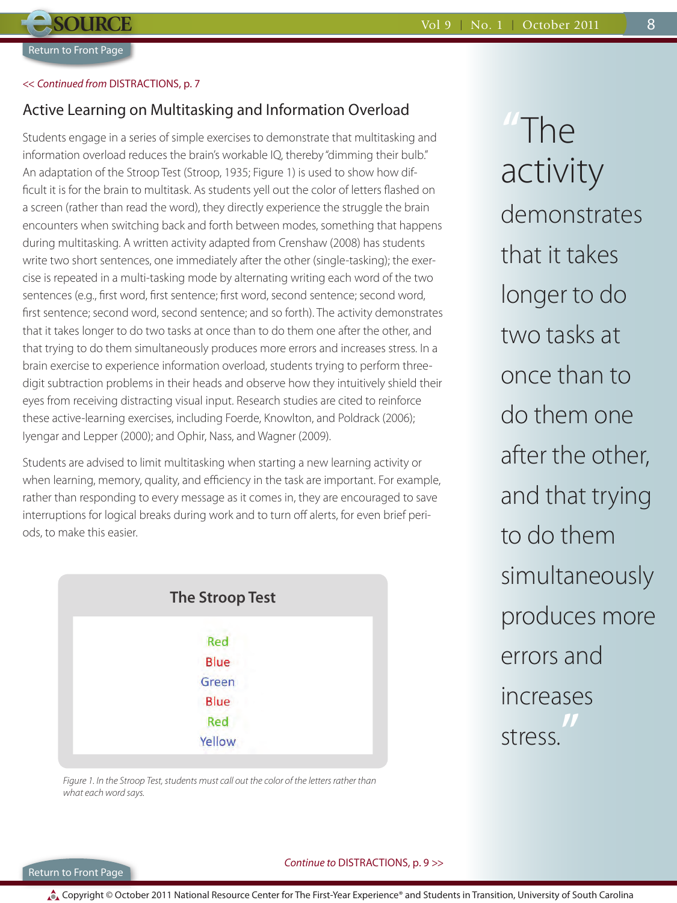<< *Continued from* DISTRACTIONS, p. 7

## Active Learning on Multitasking and Information Overload

Students engage in a series of simple exercises to demonstrate that multitasking and information overload reduces the brain's workable IQ, thereby "dimming their bulb." An adaptation of the Stroop Test (Stroop, 1935; Figure 1) is used to show how difficult it is for the brain to multitask. As students yell out the color of letters flashed on a screen (rather than read the word), they directly experience the struggle the brain encounters when switching back and forth between modes, something that happens during multitasking. A written activity adapted from Crenshaw (2008) has students write two short sentences, one immediately after the other (single-tasking); the exercise is repeated in a multi-tasking mode by alternating writing each word of the two sentences (e.g., first word, first sentence; first word, second sentence; second word, first sentence; second word, second sentence; and so forth). The activity demonstrates that it takes longer to do two tasks at once than to do them one after the other, and that trying to do them simultaneously produces more errors and increases stress. In a brain exercise to experience information overload, students trying to perform three-digit subtraction problems in their heads and observe how they intuitively shield their eyes from receiving distracting visual input. Research studies are cited to reinforce these active-learning exercises, including Foerde, Knowlton, and Poldrack (2006); Iyengar and Lepper (2000); and Ophir, Nass, and Wagner (2009).

Students are advised to limit multitasking when starting a new learning activity or when learning, memory, quality, and efficiency in the task are important. For example, rather than responding to every message as it comes in, they are encouraged to save interruptions for logical breaks during work and to turn off alerts, for even brief periods, to make this easier.

> "The activity demonstrates that it takes longer to do two tasks at once than to do them one after the other, and that trying to do them simultaneously produces more errors and increases stress."

**The Stroop Test**

Red
Blue
Green
Blue
Red
Yellow

*Figure 1. In the Stroop Test, students must call out the color of the letters rather than what each word says.*

*Continue to* DISTRACTIONS, p. 9 >>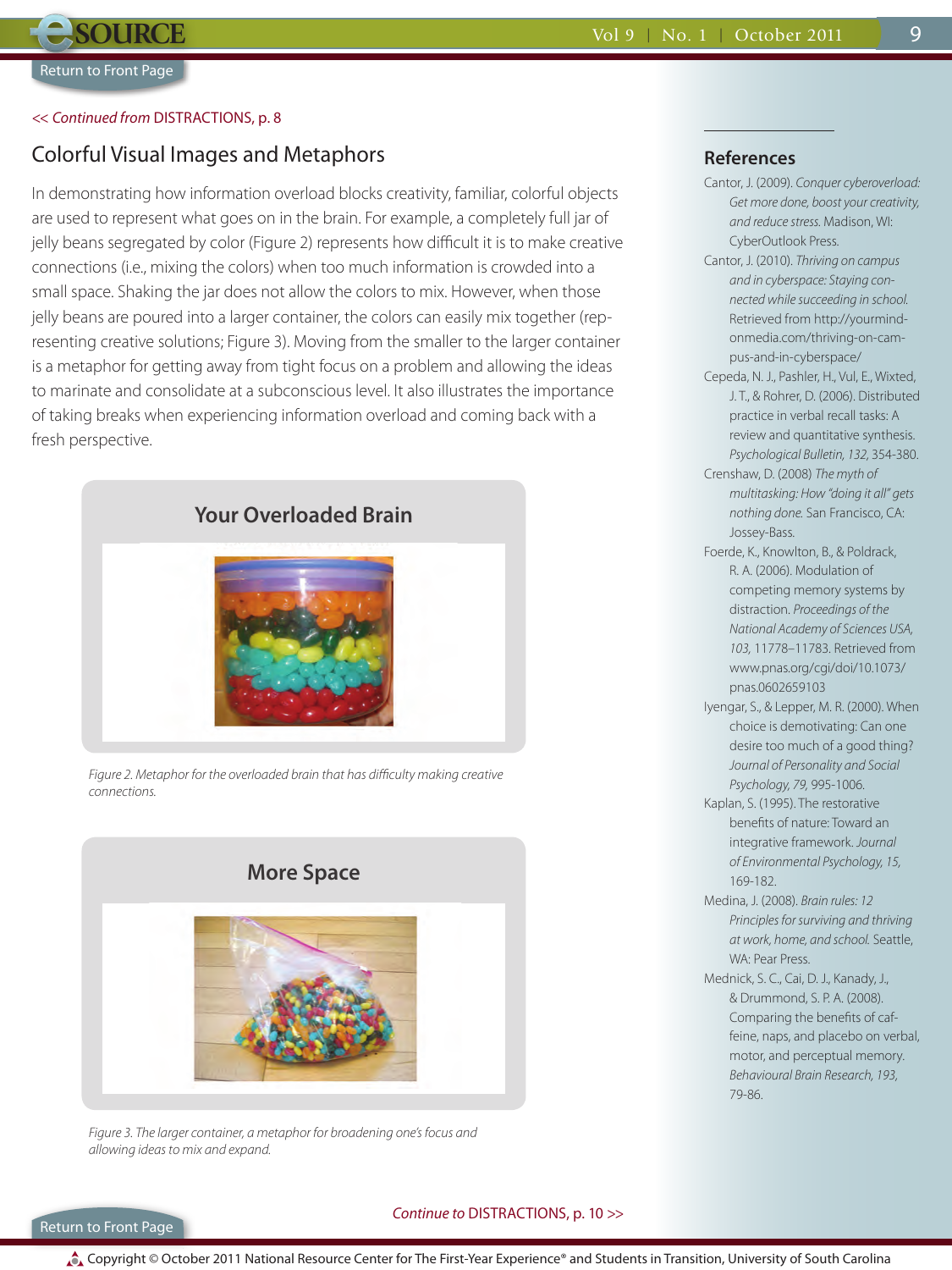<< *Continued from* DISTRACTIONS, p. 8

## Colorful Visual Images and Metaphors

In demonstrating how information overload blocks creativity, familiar, colorful objects are used to represent what goes on in the brain. For example, a completely full jar of jelly beans segregated by color (Figure 2) represents how difficult it is to make creative connections (i.e., mixing the colors) when too much information is crowded into a small space. Shaking the jar does not allow the colors to mix. However, when those jelly beans are poured into a larger container, the colors can easily mix together (representing creative solutions; Figure 3). Moving from the smaller to the larger container is a metaphor for getting away from tight focus on a problem and allowing the ideas to marinate and consolidate at a subconscious level. It also illustrates the importance of taking breaks when experiencing information overload and coming back with a fresh perspective.

**Your Overloaded Brain**

*Figure 2. Metaphor for the overloaded brain that has difficulty making creative connections.*

**More Space**

*Figure 3. The larger container, a metaphor for broadening one's focus and allowing ideas to mix and expand.*

*Continue to* DISTRACTIONS, p. 10 >>

## References

Cantor, J. (2009). *Conquer cyberoverload: Get more done, boost your creativity, and reduce stress.* Madison, WI: CyberOutlook Press.

Cantor, J. (2010). *Thriving on campus and in cyberspace: Staying connected while succeeding in school.* Retrieved from http://yourmind-onmedia.com/thriving-on-campus-and-in-cyberspace/

Cepeda, N. J., Pashler, H., Vul, E., Wixted, J. T., & Rohrer, D. (2006). Distributed practice in verbal recall tasks: A review and quantitative synthesis. *Psychological Bulletin, 132,* 354-380.

Crenshaw, D. (2008) *The myth of multitasking: How "doing it all" gets nothing done.* San Francisco, CA: Jossey-Bass.

Foerde, K., Knowlton, B., & Poldrack, R. A. (2006). Modulation of competing memory systems by distraction. *Proceedings of the National Academy of Sciences USA, 103,* 11778–11783. Retrieved from www.pnas.org/cgi/doi/10.1073/pnas.0602659103

Iyengar, S., & Lepper, M. R. (2000). When choice is demotivating: Can one desire too much of a good thing? *Journal of Personality and Social Psychology, 79,* 995-1006.

Kaplan, S. (1995). The restorative benefits of nature: Toward an integrative framework. *Journal of Environmental Psychology, 15,* 169-182.

Medina, J. (2008). *Brain rules: 12 Principles for surviving and thriving at work, home, and school.* Seattle, WA: Pear Press.

Mednick, S. C., Cai, D. J., Kanady, J., & Drummond, S. P. A. (2008). Comparing the benefits of caffeine, naps, and placebo on verbal, motor, and perceptual memory. *Behavioural Brain Research, 193,* 79-86.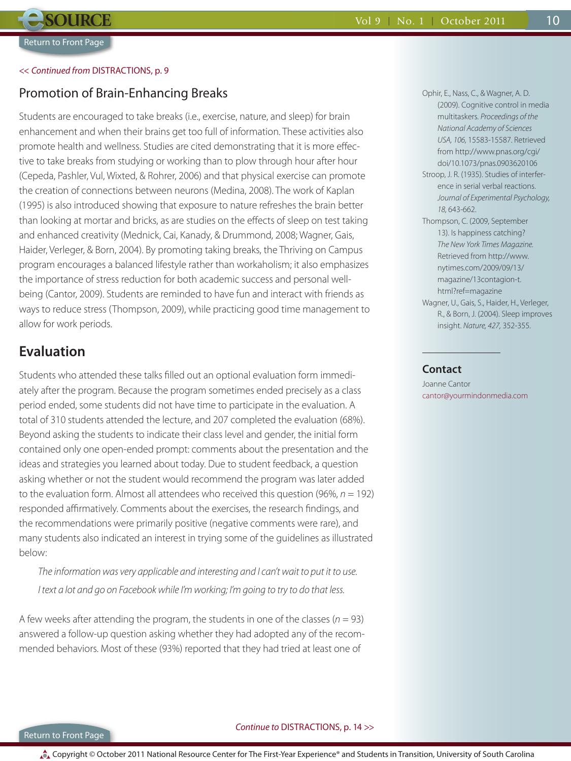<< *Continued from* DISTRACTIONS, p. 9

## Promotion of Brain-Enhancing Breaks

Students are encouraged to take breaks (i.e., exercise, nature, and sleep) for brain enhancement and when their brains get too full of information. These activities also promote health and wellness. Studies are cited demonstrating that it is more effective to take breaks from studying or working than to plow through hour after hour (Cepeda, Pashler, Vul, Wixted, & Rohrer, 2006) and that physical exercise can promote the creation of connections between neurons (Medina, 2008). The work of Kaplan (1995) is also introduced showing that exposure to nature refreshes the brain better than looking at mortar and bricks, as are studies on the effects of sleep on test taking and enhanced creativity (Mednick, Cai, Kanady, & Drummond, 2008; Wagner, Gais, Haider, Verleger, & Born, 2004). By promoting taking breaks, the Thriving on Campus program encourages a balanced lifestyle rather than workaholism; it also emphasizes the importance of stress reduction for both academic success and personal well-being (Cantor, 2009). Students are reminded to have fun and interact with friends as ways to reduce stress (Thompson, 2009), while practicing good time management to allow for work periods.

## Evaluation

Students who attended these talks filled out an optional evaluation form immediately after the program. Because the program sometimes ended precisely as a class period ended, some students did not have time to participate in the evaluation. A total of 310 students attended the lecture, and 207 completed the evaluation (68%). Beyond asking the students to indicate their class level and gender, the initial form contained only one open-ended prompt: comments about the presentation and the ideas and strategies you learned about today. Due to student feedback, a question asking whether or not the student would recommend the program was later added to the evaluation form. Almost all attendees who received this question (96%, $n = 192$) responded affirmatively. Comments about the exercises, the research findings, and the recommendations were primarily positive (negative comments were rare), and many students also indicated an interest in trying some of the guidelines as illustrated below:

> *The information was very applicable and interesting and I can't wait to put it to use.*
>
> *I text a lot and go on Facebook while I'm working; I'm going to try to do that less.*

A few weeks after attending the program, the students in one of the classes ($n = 93$) answered a follow-up question asking whether they had adopted any of the recommended behaviors. Most of these (93%) reported that they had tried at least one of

*Continue to* DISTRACTIONS, p. 14 >>

Ophir, E., Nass, C., & Wagner, A. D. (2009). Cognitive control in media multitaskers. *Proceedings of the National Academy of Sciences USA, 106,* 15583-15587. Retrieved from http://www.pnas.org/cgi/doi/10.1073/pnas.0903620106

Stroop, J. R. (1935). Studies of interference in serial verbal reactions. *Journal of Experimental Psychology, 18,* 643-662.

Thompson, C. (2009, September 13). Is happiness catching? *The New York Times Magazine.* Retrieved from http://www.nytimes.com/2009/09/13/magazine/13contagion-t.html?ref=magazine

Wagner, U., Gais, S., Haider, H., Verleger, R., & Born, J. (2004). Sleep improves insight. *Nature, 427,* 352-355.

## Contact

Joanne Cantor
cantor@yourmindonmedia.com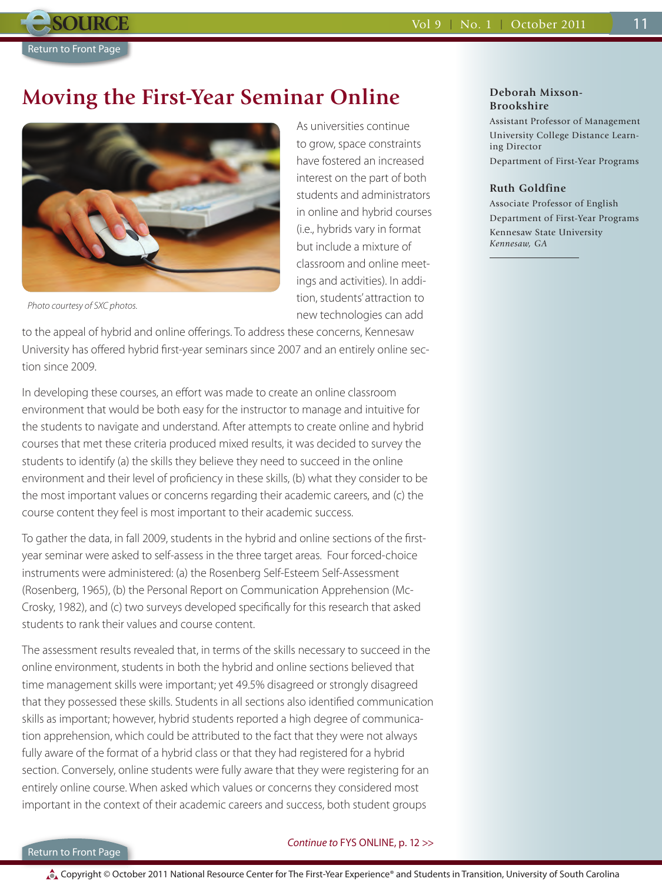# Moving the First-Year Seminar Online

**Deborah Mixson-Brookshire**
Assistant Professor of Management
University College Distance Learning Director
Department of First-Year Programs

**Ruth Goldfine**
Associate Professor of English
Department of First-Year Programs
Kennesaw State University
*Kennesaw, GA*

*Photo courtesy of SXC photos.*

As universities continue to grow, space constraints have fostered an increased interest on the part of both students and administrators in online and hybrid courses (i.e., hybrids vary in format but include a mixture of classroom and online meetings and activities). In addition, students' attraction to new technologies can add to the appeal of hybrid and online offerings. To address these concerns, Kennesaw University has offered hybrid first-year seminars since 2007 and an entirely online section since 2009.

In developing these courses, an effort was made to create an online classroom environment that would be both easy for the instructor to manage and intuitive for the students to navigate and understand. After attempts to create online and hybrid courses that met these criteria produced mixed results, it was decided to survey the students to identify (a) the skills they believe they need to succeed in the online environment and their level of proficiency in these skills, (b) what they consider to be the most important values or concerns regarding their academic careers, and (c) the course content they feel is most important to their academic success.

To gather the data, in fall 2009, students in the hybrid and online sections of the first-year seminar were asked to self-assess in the three target areas. Four forced-choice instruments were administered: (a) the Rosenberg Self-Esteem Self-Assessment (Rosenberg, 1965), (b) the Personal Report on Communication Apprehension (McCrosky, 1982), and (c) two surveys developed specifically for this research that asked students to rank their values and course content.

The assessment results revealed that, in terms of the skills necessary to succeed in the online environment, students in both the hybrid and online sections believed that time management skills were important; yet 49.5% disagreed or strongly disagreed that they possessed these skills. Students in all sections also identified communication skills as important; however, hybrid students reported a high degree of communication apprehension, which could be attributed to the fact that they were not always fully aware of the format of a hybrid class or that they had registered for a hybrid section. Conversely, online students were fully aware that they were registering for an entirely online course. When asked which values or concerns they considered most important in the context of their academic careers and success, both student groups

*Continue to* FYS ONLINE, p. 12 >>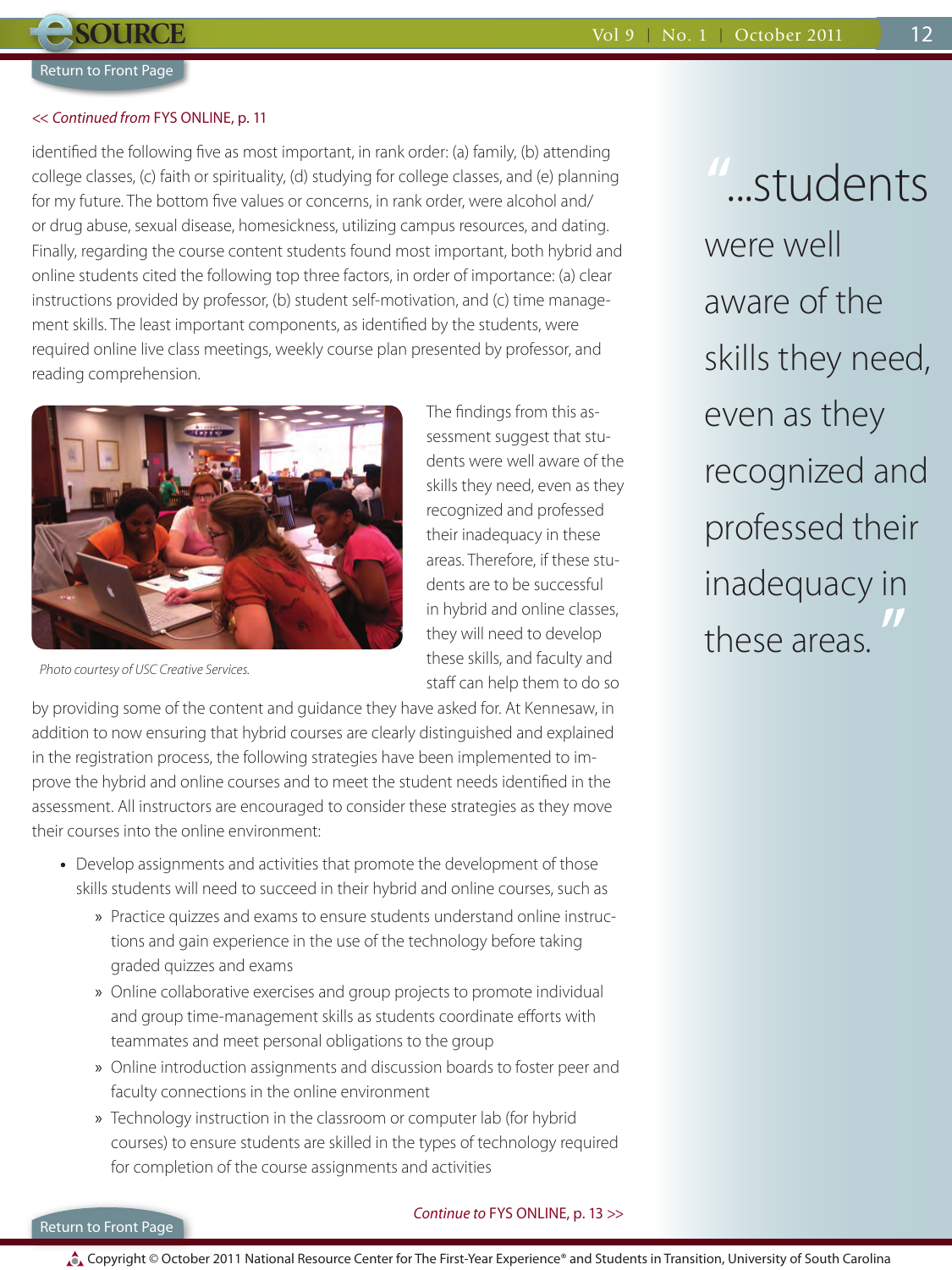<< *Continued from* FYS ONLINE, p. 11

identified the following five as most important, in rank order: (a) family, (b) attending college classes, (c) faith or spirituality, (d) studying for college classes, and (e) planning for my future. The bottom five values or concerns, in rank order, were alcohol and/or drug abuse, sexual disease, homesickness, utilizing campus resources, and dating. Finally, regarding the course content students found most important, both hybrid and online students cited the following top three factors, in order of importance: (a) clear instructions provided by professor, (b) student self-motivation, and (c) time management skills. The least important components, as identified by the students, were required online live class meetings, weekly course plan presented by professor, and reading comprehension.

*Photo courtesy of USC Creative Services.*

The findings from this assessment suggest that students were well aware of the skills they need, even as they recognized and professed their inadequacy in these areas. Therefore, if these students are to be successful in hybrid and online classes, they will need to develop these skills, and faculty and staff can help them to do so by providing some of the content and guidance they have asked for. At Kennesaw, in addition to now ensuring that hybrid courses are clearly distinguished and explained in the registration process, the following strategies have been implemented to improve the hybrid and online courses and to meet the student needs identified in the assessment. All instructors are encouraged to consider these strategies as they move their courses into the online environment:

> "...students were well aware of the skills they need, even as they recognized and professed their inadequacy in these areas."

- Develop assignments and activities that promote the development of those skills students will need to succeed in their hybrid and online courses, such as
  - Practice quizzes and exams to ensure students understand online instructions and gain experience in the use of the technology before taking graded quizzes and exams
  - Online collaborative exercises and group projects to promote individual and group time-management skills as students coordinate efforts with teammates and meet personal obligations to the group
  - Online introduction assignments and discussion boards to foster peer and faculty connections in the online environment
  - Technology instruction in the classroom or computer lab (for hybrid courses) to ensure students are skilled in the types of technology required for completion of the course assignments and activities

*Continue to* FYS ONLINE, p. 13 >>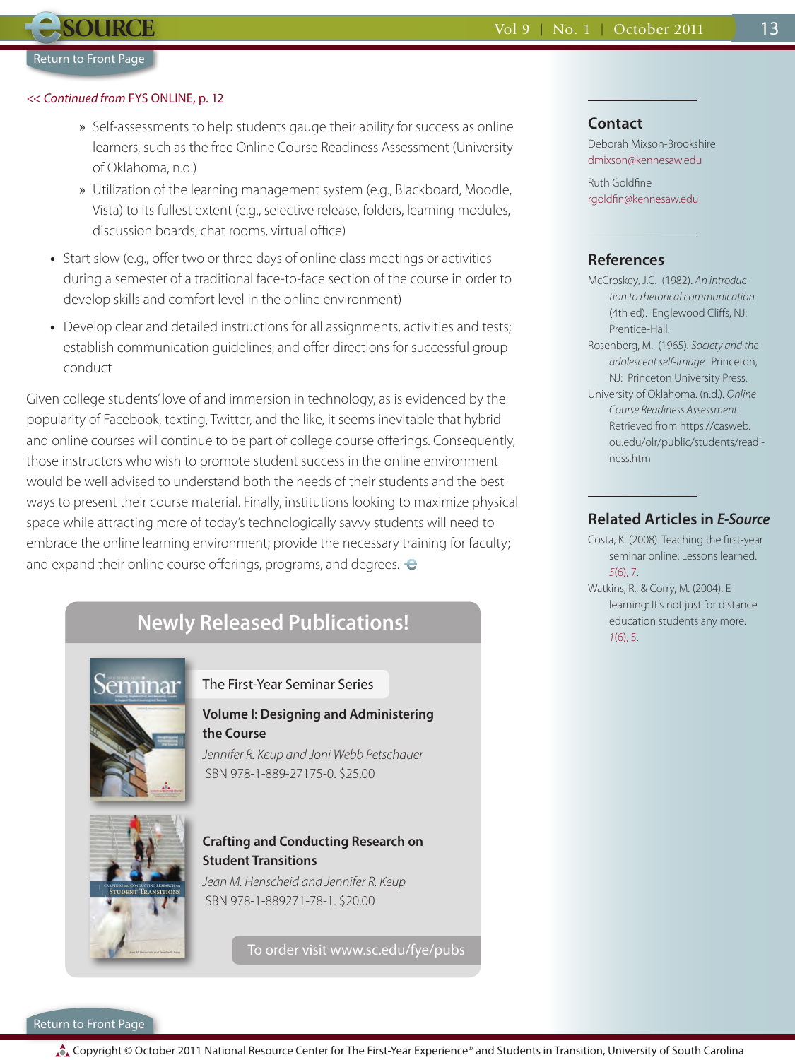<< *Continued from* FYS ONLINE, p. 12

- » Self-assessments to help students gauge their ability for success as online learners, such as the free Online Course Readiness Assessment (University of Oklahoma, n.d.)
- » Utilization of the learning management system (e.g., Blackboard, Moodle, Vista) to its fullest extent (e.g., selective release, folders, learning modules, discussion boards, chat rooms, virtual office)

- Start slow (e.g., offer two or three days of online class meetings or activities during a semester of a traditional face-to-face section of the course in order to develop skills and comfort level in the online environment)
- Develop clear and detailed instructions for all assignments, activities and tests; establish communication guidelines; and offer directions for successful group conduct

Given college students' love of and immersion in technology, as is evidenced by the popularity of Facebook, texting, Twitter, and the like, it seems inevitable that hybrid and online courses will continue to be part of college course offerings. Consequently, those instructors who wish to promote student success in the online environment would be well advised to understand both the needs of their students and the best ways to present their course material. Finally, institutions looking to maximize physical space while attracting more of today's technologically savvy students will need to embrace the online learning environment; provide the necessary training for faculty; and expand their online course offerings, programs, and degrees.

## Newly Released Publications!

The First-Year Seminar Series

**Volume I: Designing and Administering the Course**

*Jennifer R. Keup and Joni Webb Petschauer*

ISBN 978-1-889-27175-0. $25.00

**Crafting and Conducting Research on Student Transitions**

*Jean M. Henscheid and Jennifer R. Keup*

ISBN 978-1-889271-78-1. $20.00

To order visit www.sc.edu/fye/pubs

### Contact

Deborah Mixson-Brookshire
dmixson@kennesaw.edu

Ruth Goldfine
rgoldfin@kennesaw.edu

### References

McCroskey, J.C. (1982). *An introduction to rhetorical communication* (4th ed). Englewood Cliffs, NJ: Prentice-Hall.

Rosenberg, M. (1965). *Society and the adolescent self-image.* Princeton, NJ: Princeton University Press.

University of Oklahoma. (n.d.). *Online Course Readiness Assessment.* Retrieved from https://casweb.ou.edu/olr/public/students/readiness.htm

### Related Articles in *E-Source*

Costa, K. (2008). Teaching the first-year seminar online: Lessons learned. *5*(6), 7.

Watkins, R., & Corry, M. (2004). E-learning: It's not just for distance education students any more. *1*(6), 5.

Copyright © October 2011 National Resource Center for The First-Year Experience® and Students in Transition, University of South Carolina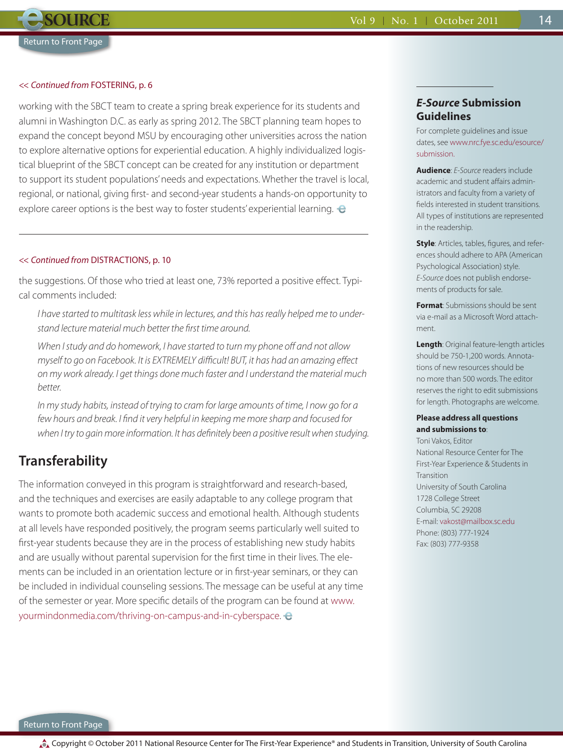*<< Continued from* FOSTERING, p. 6

working with the SBCT team to create a spring break experience for its students and alumni in Washington D.C. as early as spring 2012. The SBCT planning team hopes to expand the concept beyond MSU by encouraging other universities across the nation to explore alternative options for experiential education. A highly individualized logistical blueprint of the SBCT concept can be created for any institution or department to support its student populations' needs and expectations. Whether the travel is local, regional, or national, giving first- and second-year students a hands-on opportunity to explore career options is the best way to foster students' experiential learning.

---

*<< Continued from* DISTRACTIONS, p. 10

the suggestions. Of those who tried at least one, 73% reported a positive effect. Typical comments included:

> *I have started to multitask less while in lectures, and this has really helped me to understand lecture material much better the first time around.*
>
> *When I study and do homework, I have started to turn my phone off and not allow myself to go on Facebook. It is EXTREMELY difficult! BUT, it has had an amazing effect on my work already. I get things done much faster and I understand the material much better.*
>
> *In my study habits, instead of trying to cram for large amounts of time, I now go for a few hours and break. I find it very helpful in keeping me more sharp and focused for when I try to gain more information. It has definitely been a positive result when studying.*

## Transferability

The information conveyed in this program is straightforward and research-based, and the techniques and exercises are easily adaptable to any college program that wants to promote both academic success and emotional health. Although students at all levels have responded positively, the program seems particularly well suited to first-year students because they are in the process of establishing new study habits and are usually without parental supervision for the first time in their lives. The elements can be included in an orientation lecture or in first-year seminars, or they can be included in individual counseling sessions. The message can be useful at any time of the semester or year. More specific details of the program can be found at www.yourmindonmedia.com/thriving-on-campus-and-in-cyberspace.

---

### *E-Source* Submission Guidelines

For complete guidelines and issue dates, see www.nrc.fye.sc.edu/esource/submission.

**Audience**: *E-Source* readers include academic and student affairs administrators and faculty from a variety of fields interested in student transitions. All types of institutions are represented in the readership.

**Style**: Articles, tables, figures, and references should adhere to APA (American Psychological Association) style. *E-Source* does not publish endorsements of products for sale.

**Format**: Submissions should be sent via e-mail as a Microsoft Word attachment.

**Length**: Original feature-length articles should be 750-1,200 words. Annotations of new resources should be no more than 500 words. The editor reserves the right to edit submissions for length. Photographs are welcome.

**Please address all questions and submissions to**:
Toni Vakos, Editor
National Resource Center for The First-Year Experience & Students in Transition
University of South Carolina
1728 College Street
Columbia, SC 29208
E-mail: vakost@mailbox.sc.edu
Phone: (803) 777-1924
Fax: (803) 777-9358

Copyright © October 2011 National Resource Center for The First-Year Experience® and Students in Transition, University of South Carolina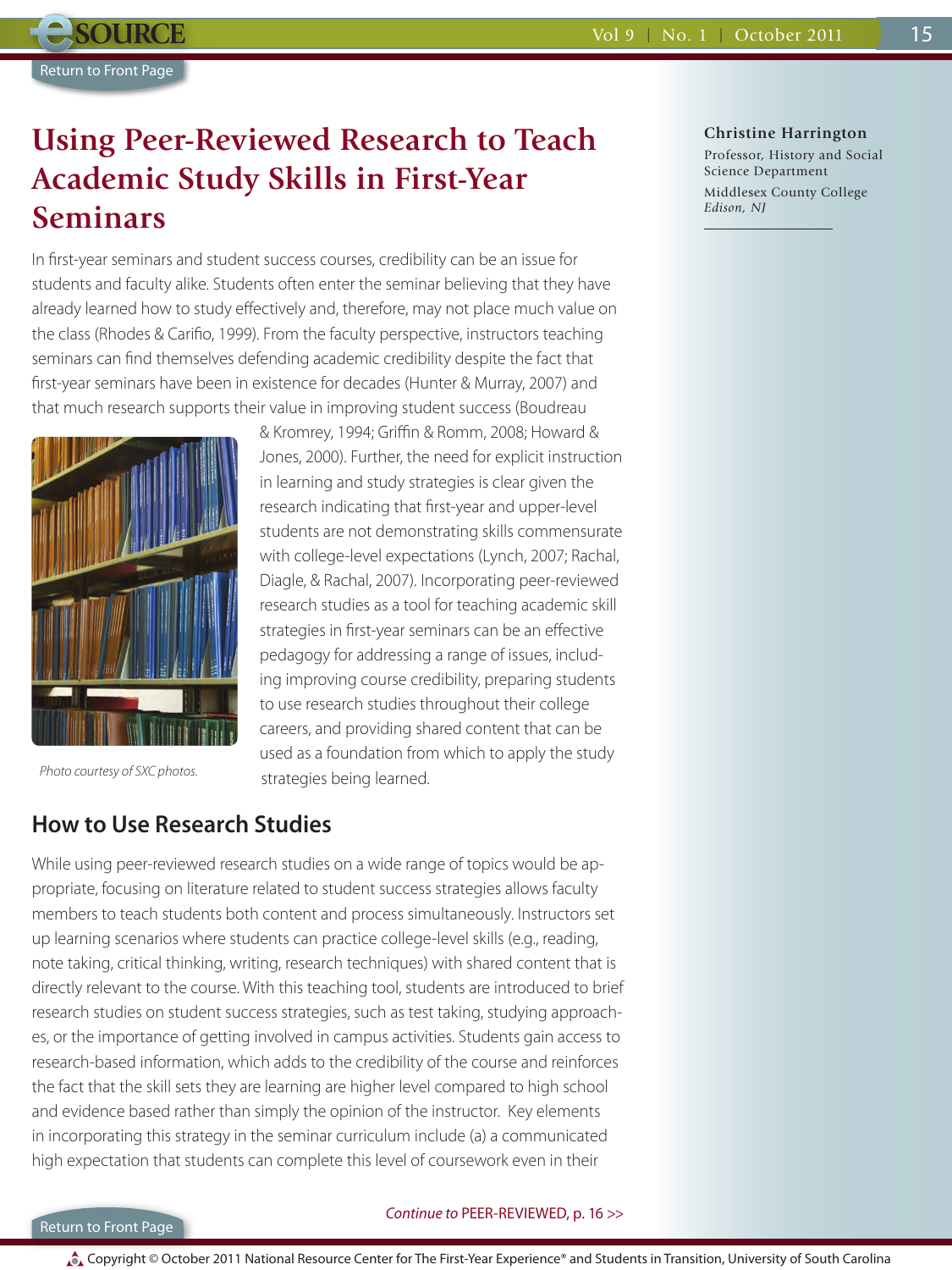# Using Peer-Reviewed Research to Teach Academic Study Skills in First-Year Seminars

**Christine Harrington**
Professor, History and Social Science Department
Middlesex County College
*Edison, NJ*

In first-year seminars and student success courses, credibility can be an issue for students and faculty alike. Students often enter the seminar believing that they have already learned how to study effectively and, therefore, may not place much value on the class (Rhodes & Carifio, 1999). From the faculty perspective, instructors teaching seminars can find themselves defending academic credibility despite the fact that first-year seminars have been in existence for decades (Hunter & Murray, 2007) and that much research supports their value in improving student success (Boudreau & Kromrey, 1994; Griffin & Romm, 2008; Howard & Jones, 2000). Further, the need for explicit instruction in learning and study strategies is clear given the research indicating that first-year and upper-level students are not demonstrating skills commensurate with college-level expectations (Lynch, 2007; Rachal, Diagle, & Rachal, 2007). Incorporating peer-reviewed research studies as a tool for teaching academic skill strategies in first-year seminars can be an effective pedagogy for addressing a range of issues, including improving course credibility, preparing students to use research studies throughout their college careers, and providing shared content that can be used as a foundation from which to apply the study strategies being learned.

*Photo courtesy of SXC photos.*

## How to Use Research Studies

While using peer-reviewed research studies on a wide range of topics would be appropriate, focusing on literature related to student success strategies allows faculty members to teach students both content and process simultaneously. Instructors set up learning scenarios where students can practice college-level skills (e.g., reading, note taking, critical thinking, writing, research techniques) with shared content that is directly relevant to the course. With this teaching tool, students are introduced to brief research studies on student success strategies, such as test taking, studying approaches, or the importance of getting involved in campus activities. Students gain access to research-based information, which adds to the credibility of the course and reinforces the fact that the skill sets they are learning are higher level compared to high school and evidence based rather than simply the opinion of the instructor. Key elements in incorporating this strategy in the seminar curriculum include (a) a communicated high expectation that students can complete this level of coursework even in their

*Continue to* PEER-REVIEWED, p. 16 >>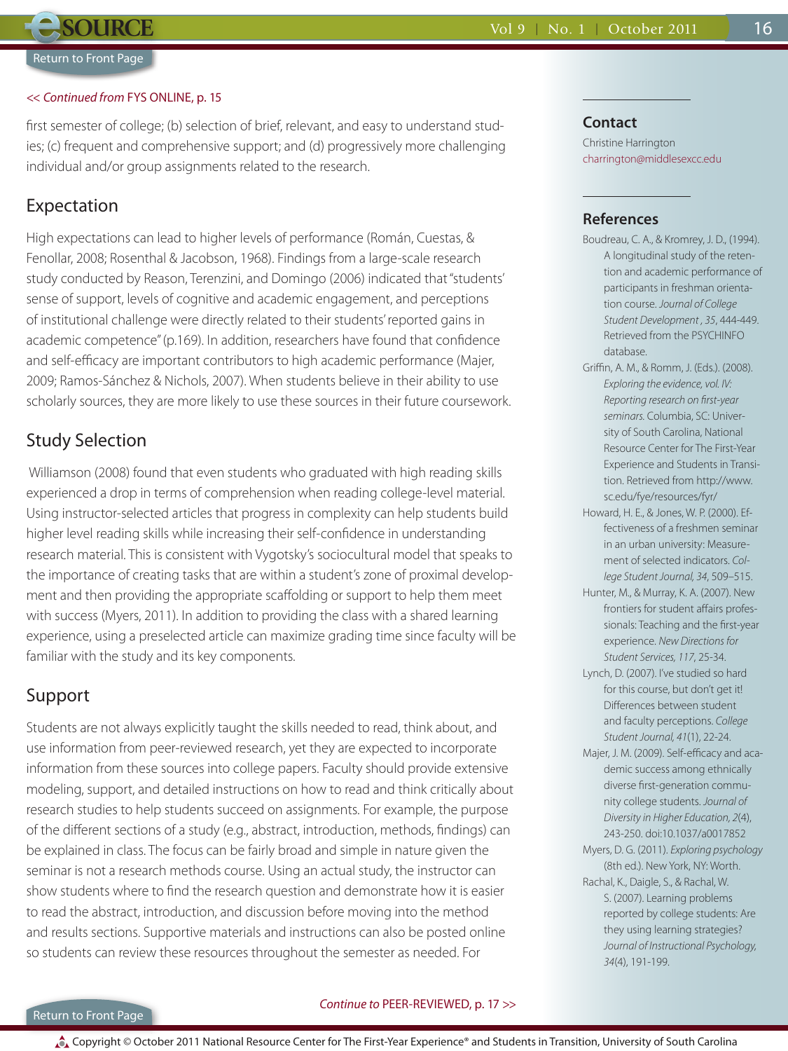<< *Continued from* FYS ONLINE, p. 15

first semester of college; (b) selection of brief, relevant, and easy to understand studies; (c) frequent and comprehensive support; and (d) progressively more challenging individual and/or group assignments related to the research.

## Expectation

High expectations can lead to higher levels of performance (Román, Cuestas, & Fenollar, 2008; Rosenthal & Jacobson, 1968). Findings from a large-scale research study conducted by Reason, Terenzini, and Domingo (2006) indicated that "students' sense of support, levels of cognitive and academic engagement, and perceptions of institutional challenge were directly related to their students' reported gains in academic competence" (p.169). In addition, researchers have found that confidence and self-efficacy are important contributors to high academic performance (Majer, 2009; Ramos-Sánchez & Nichols, 2007). When students believe in their ability to use scholarly sources, they are more likely to use these sources in their future coursework.

## Study Selection

Williamson (2008) found that even students who graduated with high reading skills experienced a drop in terms of comprehension when reading college-level material. Using instructor-selected articles that progress in complexity can help students build higher level reading skills while increasing their self-confidence in understanding research material. This is consistent with Vygotsky's sociocultural model that speaks to the importance of creating tasks that are within a student's zone of proximal development and then providing the appropriate scaffolding or support to help them meet with success (Myers, 2011). In addition to providing the class with a shared learning experience, using a preselected article can maximize grading time since faculty will be familiar with the study and its key components.

## Support

Students are not always explicitly taught the skills needed to read, think about, and use information from peer-reviewed research, yet they are expected to incorporate information from these sources into college papers. Faculty should provide extensive modeling, support, and detailed instructions on how to read and think critically about research studies to help students succeed on assignments. For example, the purpose of the different sections of a study (e.g., abstract, introduction, methods, findings) can be explained in class. The focus can be fairly broad and simple in nature given the seminar is not a research methods course. Using an actual study, the instructor can show students where to find the research question and demonstrate how it is easier to read the abstract, introduction, and discussion before moving into the method and results sections. Supportive materials and instructions can also be posted online so students can review these resources throughout the semester as needed. For

*Continue to* PEER-REVIEWED, p. 17 >>

## Contact

Christine Harrington
charrington@middlesexcc.edu

## References

Boudreau, C. A., & Kromrey, J. D., (1994). A longitudinal study of the retention and academic performance of participants in freshman orientation course. *Journal of College Student Development*, *35*, 444-449. Retrieved from the PSYCHINFO database.

Griffin, A. M., & Romm, J. (Eds.). (2008). *Exploring the evidence, vol. IV: Reporting research on first-year seminars.* Columbia, SC: University of South Carolina, National Resource Center for The First-Year Experience and Students in Transition. Retrieved from http://www.sc.edu/fye/resources/fyr/

Howard, H. E., & Jones, W. P. (2000). Effectiveness of a freshmen seminar in an urban university: Measurement of selected indicators. *College Student Journal, 34*, 509–515.

Hunter, M., & Murray, K. A. (2007). New frontiers for student affairs professionals: Teaching and the first-year experience. *New Directions for Student Services, 117*, 25-34.

Lynch, D. (2007). I've studied so hard for this course, but don't get it! Differences between student and faculty perceptions. *College Student Journal, 41*(1), 22-24.

Majer, J. M. (2009). Self-efficacy and academic success among ethnically diverse first-generation community college students. *Journal of Diversity in Higher Education, 2*(4), 243-250. doi:10.1037/a0017852

Myers, D. G. (2011). *Exploring psychology* (8th ed.). New York, NY: Worth.

Rachal, K., Daigle, S., & Rachal, W. S. (2007). Learning problems reported by college students: Are they using learning strategies? *Journal of Instructional Psychology, 34*(4), 191-199.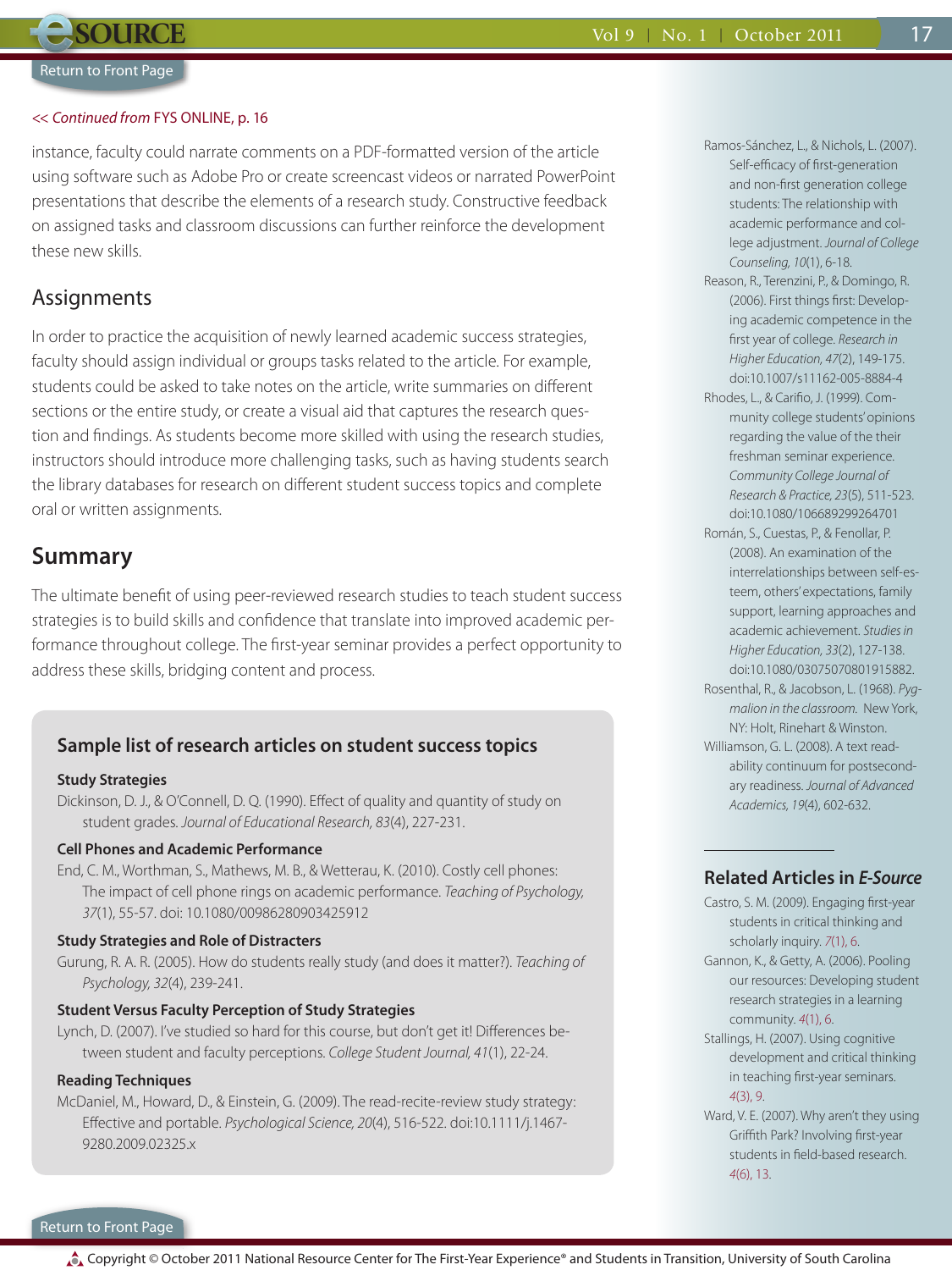Return to Front Page

<< *Continued from* FYS ONLINE, p. 16

instance, faculty could narrate comments on a PDF-formatted version of the article using software such as Adobe Pro or create screencast videos or narrated PowerPoint presentations that describe the elements of a research study. Constructive feedback on assigned tasks and classroom discussions can further reinforce the development these new skills.

## Assignments

In order to practice the acquisition of newly learned academic success strategies, faculty should assign individual or groups tasks related to the article. For example, students could be asked to take notes on the article, write summaries on different sections or the entire study, or create a visual aid that captures the research question and findings. As students become more skilled with using the research studies, instructors should introduce more challenging tasks, such as having students search the library databases for research on different student success topics and complete oral or written assignments.

## Summary

The ultimate benefit of using peer-reviewed research studies to teach student success strategies is to build skills and confidence that translate into improved academic performance throughout college. The first-year seminar provides a perfect opportunity to address these skills, bridging content and process.

### Sample list of research articles on student success topics

**Study Strategies**

Dickinson, D. J., & O'Connell, D. Q. (1990). Effect of quality and quantity of study on student grades. *Journal of Educational Research, 83*(4), 227-231.

**Cell Phones and Academic Performance**

End, C. M., Worthman, S., Mathews, M. B., & Wetterau, K. (2010). Costly cell phones: The impact of cell phone rings on academic performance. *Teaching of Psychology, 37*(1), 55-57. doi: 10.1080/00986280903425912

**Study Strategies and Role of Distracters**

Gurung, R. A. R. (2005). How do students really study (and does it matter?). *Teaching of Psychology, 32*(4), 239-241.

**Student Versus Faculty Perception of Study Strategies**

Lynch, D. (2007). I've studied so hard for this course, but don't get it! Differences between student and faculty perceptions. *College Student Journal, 41*(1), 22-24.

**Reading Techniques**

McDaniel, M., Howard, D., & Einstein, G. (2009). The read-recite-review study strategy: Effective and portable. *Psychological Science, 20*(4), 516-522. doi:10.1111/j.1467-9280.2009.02325.x

Ramos-Sánchez, L., & Nichols, L. (2007). Self-efficacy of first-generation and non-first generation college students: The relationship with academic performance and college adjustment. *Journal of College Counseling, 10*(1), 6-18.

Reason, R., Terenzini, P., & Domingo, R. (2006). First things first: Developing academic competence in the first year of college. *Research in Higher Education, 47*(2), 149-175. doi:10.1007/s11162-005-8884-4

Rhodes, L., & Carifio, J. (1999). Community college students' opinions regarding the value of the their freshman seminar experience. *Community College Journal of Research & Practice, 23*(5), 511-523. doi:10.1080/106689299264701

Román, S., Cuestas, P., & Fenollar, P. (2008). An examination of the interrelationships between self-esteem, others' expectations, family support, learning approaches and academic achievement. *Studies in Higher Education, 33*(2), 127-138. doi:10.1080/03075070801915882.

Rosenthal, R., & Jacobson, L. (1968). *Pygmalion in the classroom.* New York, NY: Holt, Rinehart & Winston.

Williamson, G. L. (2008). A text readability continuum for postsecondary readiness. *Journal of Advanced Academics, 19*(4), 602-632.

### Related Articles in *E-Source*

Castro, S. M. (2009). Engaging first-year students in critical thinking and scholarly inquiry. 7(1), 6.

Gannon, K., & Getty, A. (2006). Pooling our resources: Developing student research strategies in a learning community. 4(1), 6.

Stallings, H. (2007). Using cognitive development and critical thinking in teaching first-year seminars. 4(3), 9.

Ward, V. E. (2007). Why aren't they using Griffith Park? Involving first-year students in field-based research. 4(6), 13.

Return to Front Page

Copyright © October 2011 National Resource Center for The First-Year Experience® and Students in Transition, University of South Carolina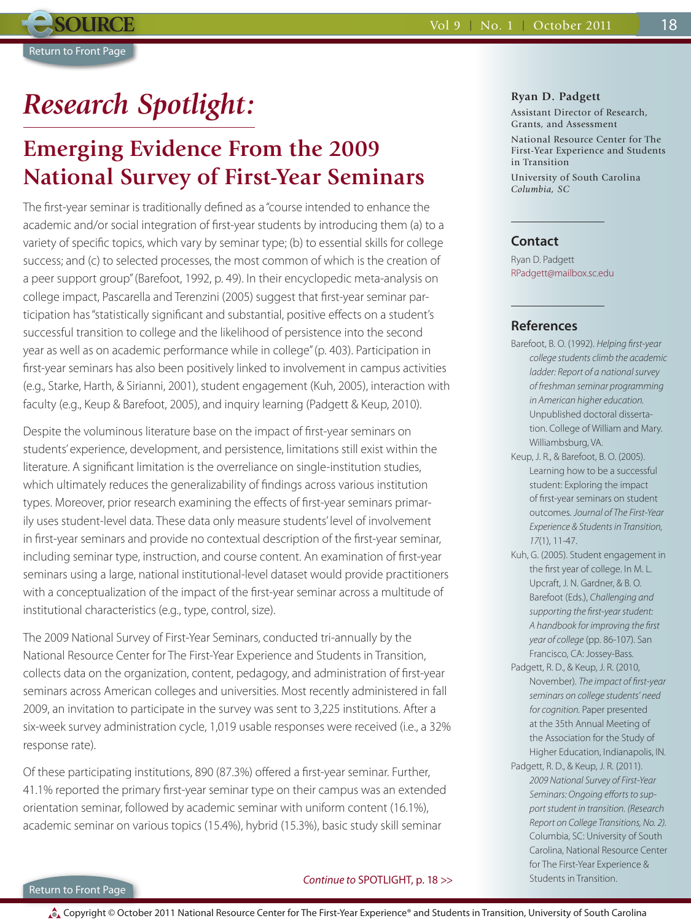# Research Spotlight:

## Emerging Evidence From the 2009 National Survey of First-Year Seminars

The first-year seminar is traditionally defined as a "course intended to enhance the academic and/or social integration of first-year students by introducing them (a) to a variety of specific topics, which vary by seminar type; (b) to essential skills for college success; and (c) to selected processes, the most common of which is the creation of a peer support group" (Barefoot, 1992, p. 49). In their encyclopedic meta-analysis on college impact, Pascarella and Terenzini (2005) suggest that first-year seminar participation has "statistically significant and substantial, positive effects on a student's successful transition to college and the likelihood of persistence into the second year as well as on academic performance while in college" (p. 403). Participation in first-year seminars has also been positively linked to involvement in campus activities (e.g., Starke, Harth, & Sirianni, 2001), student engagement (Kuh, 2005), interaction with faculty (e.g., Keup & Barefoot, 2005), and inquiry learning (Padgett & Keup, 2010).

Despite the voluminous literature base on the impact of first-year seminars on students' experience, development, and persistence, limitations still exist within the literature. A significant limitation is the overreliance on single-institution studies, which ultimately reduces the generalizability of findings across various institution types. Moreover, prior research examining the effects of first-year seminars primarily uses student-level data. These data only measure students' level of involvement in first-year seminars and provide no contextual description of the first-year seminar, including seminar type, instruction, and course content. An examination of first-year seminars using a large, national institutional-level dataset would provide practitioners with a conceptualization of the impact of the first-year seminar across a multitude of institutional characteristics (e.g., type, control, size).

The 2009 National Survey of First-Year Seminars, conducted tri-annually by the National Resource Center for The First-Year Experience and Students in Transition, collects data on the organization, content, pedagogy, and administration of first-year seminars across American colleges and universities. Most recently administered in fall 2009, an invitation to participate in the survey was sent to 3,225 institutions. After a six-week survey administration cycle, 1,019 usable responses were received (i.e., a 32% response rate).

Of these participating institutions, 890 (87.3%) offered a first-year seminar. Further, 41.1% reported the primary first-year seminar type on their campus was an extended orientation seminar, followed by academic seminar with uniform content (16.1%), academic seminar on various topics (15.4%), hybrid (15.3%), basic study skill seminar

*Continue to* SPOTLIGHT, p. 18 >>

**Ryan D. Padgett**
Assistant Director of Research, Grants, and Assessment

National Resource Center for The First-Year Experience and Students in Transition

University of South Carolina
*Columbia, SC*

### Contact

Ryan D. Padgett
RPadgett@mailbox.sc.edu

### References

Barefoot, B. O. (1992). *Helping first-year college students climb the academic ladder: Report of a national survey of freshman seminar programming in American higher education.* Unpublished doctoral dissertation. College of William and Mary. Williamsburg, VA.

Keup, J. R., & Barefoot, B. O. (2005). Learning how to be a successful student: Exploring the impact of first-year seminars on student outcomes. *Journal of The First-Year Experience & Students in Transition, 17*(1), 11-47.

Kuh, G. (2005). Student engagement in the first year of college. In M. L. Upcraft, J. N. Gardner, & B. O. Barefoot (Eds.), *Challenging and supporting the first-year student: A handbook for improving the first year of college* (pp. 86-107). San Francisco, CA: Jossey-Bass.

Padgett, R. D., & Keup, J. R. (2010, November). *The impact of first-year seminars on college students' need for cognition.* Paper presented at the 35th Annual Meeting of the Association for the Study of Higher Education, Indianapolis, IN.

Padgett, R. D., & Keup, J. R. (2011). *2009 National Survey of First-Year Seminars: Ongoing efforts to support student in transition. (Research Report on College Transitions, No. 2).* Columbia, SC: University of South Carolina, National Resource Center for The First-Year Experience & Students in Transition.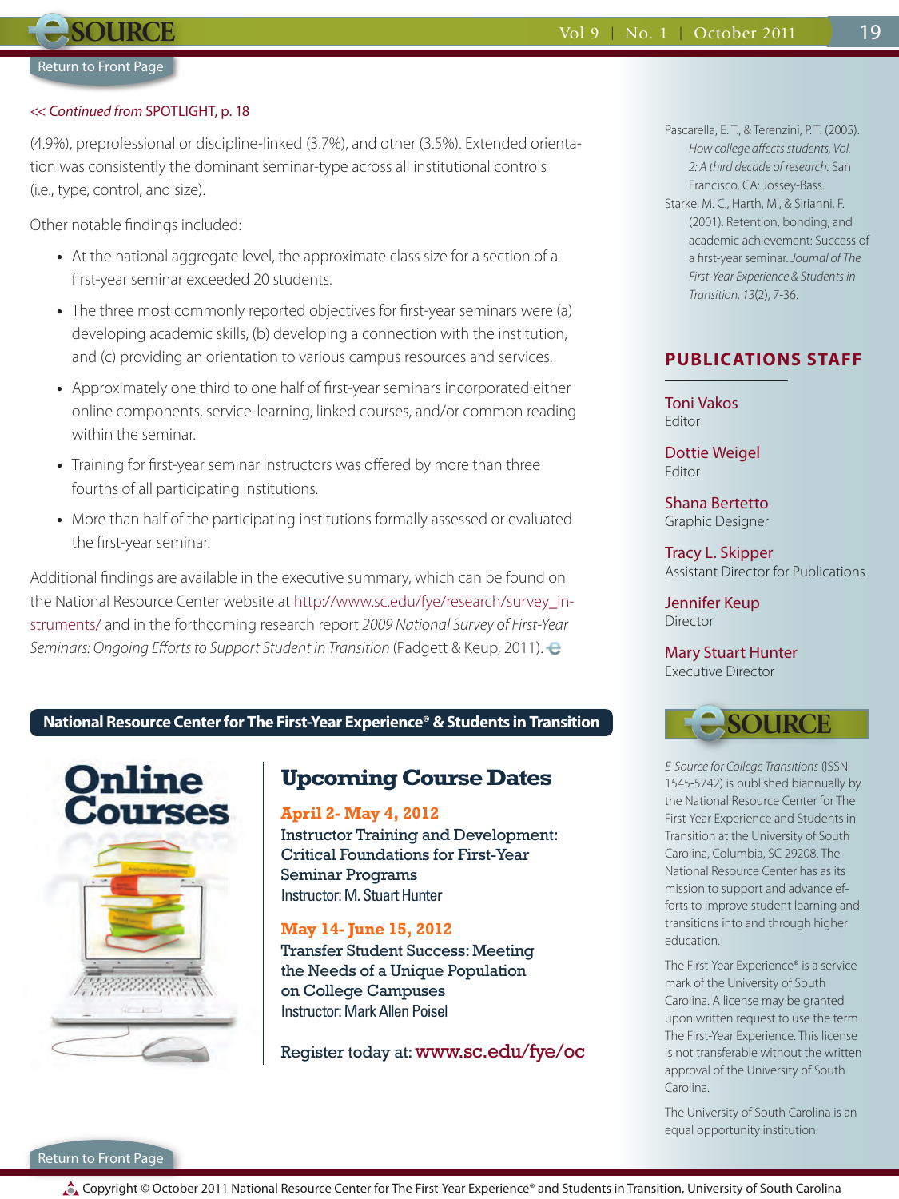<< *Continued from* SPOTLIGHT, p. 18

(4.9%), preprofessional or discipline-linked (3.7%), and other (3.5%). Extended orientation was consistently the dominant seminar-type across all institutional controls (i.e., type, control, and size).

Other notable findings included:

- At the national aggregate level, the approximate class size for a section of a first-year seminar exceeded 20 students.
- The three most commonly reported objectives for first-year seminars were (a) developing academic skills, (b) developing a connection with the institution, and (c) providing an orientation to various campus resources and services.
- Approximately one third to one half of first-year seminars incorporated either online components, service-learning, linked courses, and/or common reading within the seminar.
- Training for first-year seminar instructors was offered by more than three fourths of all participating institutions.
- More than half of the participating institutions formally assessed or evaluated the first-year seminar.

Additional findings are available in the executive summary, which can be found on the National Resource Center website at http://www.sc.edu/fye/research/survey_instruments/ and in the forthcoming research report *2009 National Survey of First-Year Seminars: Ongoing Efforts to Support Student in Transition* (Padgett & Keup, 2011).

Pascarella, E. T., & Terenzini, P. T. (2005). *How college affects students, Vol. 2: A third decade of research.* San Francisco, CA: Jossey-Bass.

Starke, M. C., Harth, M., & Sirianni, F. (2001). Retention, bonding, and academic achievement: Success of a first-year seminar. *Journal of The First-Year Experience & Students in Transition, 13*(2), 7-36.

**National Resource Center for The First-Year Experience® & Students in Transition**

# Online Courses

## Upcoming Course Dates

**April 2- May 4, 2012**
Instructor Training and Development: Critical Foundations for First-Year Seminar Programs
Instructor: M. Stuart Hunter

**May 14- June 15, 2012**
Transfer Student Success: Meeting the Needs of a Unique Population on College Campuses
Instructor: Mark Allen Poisel

Register today at: www.sc.edu/fye/oc

## PUBLICATIONS STAFF

Toni Vakos
Editor

Dottie Weigel
Editor

Shana Bertetto
Graphic Designer

Tracy L. Skipper
Assistant Director for Publications

Jennifer Keup
Director

Mary Stuart Hunter
Executive Director

*E-Source for College Transitions* (ISSN 1545-5742) is published biannually by the National Resource Center for The First-Year Experience and Students in Transition at the University of South Carolina, Columbia, SC 29208. The National Resource Center has as its mission to support and advance efforts to improve student learning and transitions into and through higher education.

The First-Year Experience® is a service mark of the University of South Carolina. A license may be granted upon written request to use the term The First-Year Experience. This license is not transferable without the written approval of the University of South Carolina.

The University of South Carolina is an equal opportunity institution.

Copyright © October 2011 National Resource Center for The First-Year Experience® and Students in Transition, University of South Carolina